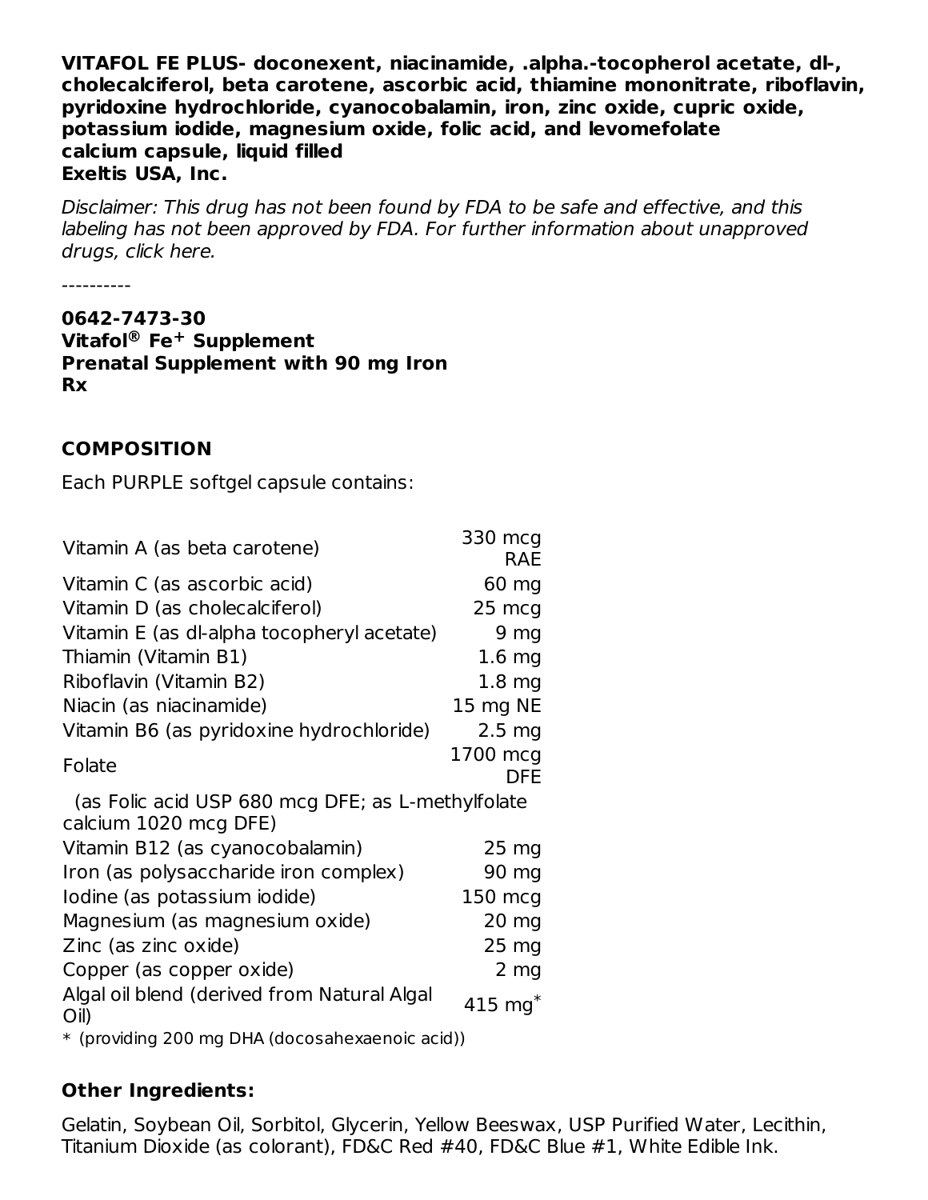**VITAFOL FE PLUS- doconexent, niacinamide, .alpha.-tocopherol acetate, dl-, cholecalciferol, beta carotene, ascorbic acid, thiamine mononitrate, riboflavin, pyridoxine hydrochloride, cyanocobalamin, iron, zinc oxide, cupric oxide, potassium iodide, magnesium oxide, folic acid, and levomefolate calcium capsule, liquid filled**
**Exeltis USA, Inc.**

*Disclaimer: This drug has not been found by FDA to be safe and effective, and this labeling has not been approved by FDA. For further information about unapproved drugs, click here.*

----------

**0642-7473-30**
**Vitafol® Fe+ Supplement**
**Prenatal Supplement with 90 mg Iron**
**Rx**

## COMPOSITION

Each PURPLE softgel capsule contains:

| | |
|---|---:|
| Vitamin A (as beta carotene) | 330 mcg RAE |
| Vitamin C (as ascorbic acid) | 60 mg |
| Vitamin D (as cholecalciferol) | 25 mcg |
| Vitamin E (as dl-alpha tocopheryl acetate) | 9 mg |
| Thiamin (Vitamin B1) | 1.6 mg |
| Riboflavin (Vitamin B2) | 1.8 mg |
| Niacin (as niacinamide) | 15 mg NE |
| Vitamin B6 (as pyridoxine hydrochloride) | 2.5 mg |
| Folate | 1700 mcg DFE |
| (as Folic acid USP 680 mcg DFE; as L-methylfolate calcium 1020 mcg DFE) | |
| Vitamin B12 (as cyanocobalamin) | 25 mg |
| Iron (as polysaccharide iron complex) | 90 mg |
| Iodine (as potassium iodide) | 150 mcg |
| Magnesium (as magnesium oxide) | 20 mg |
| Zinc (as zinc oxide) | 25 mg |
| Copper (as copper oxide) | 2 mg |
| Algal oil blend (derived from Natural Algal Oil) | 415 mg* |

\* (providing 200 mg DHA (docosahexaenoic acid))

**Other Ingredients:**

Gelatin, Soybean Oil, Sorbitol, Glycerin, Yellow Beeswax, USP Purified Water, Lecithin, Titanium Dioxide (as colorant), FD&C Red #40, FD&C Blue #1, White Edible Ink.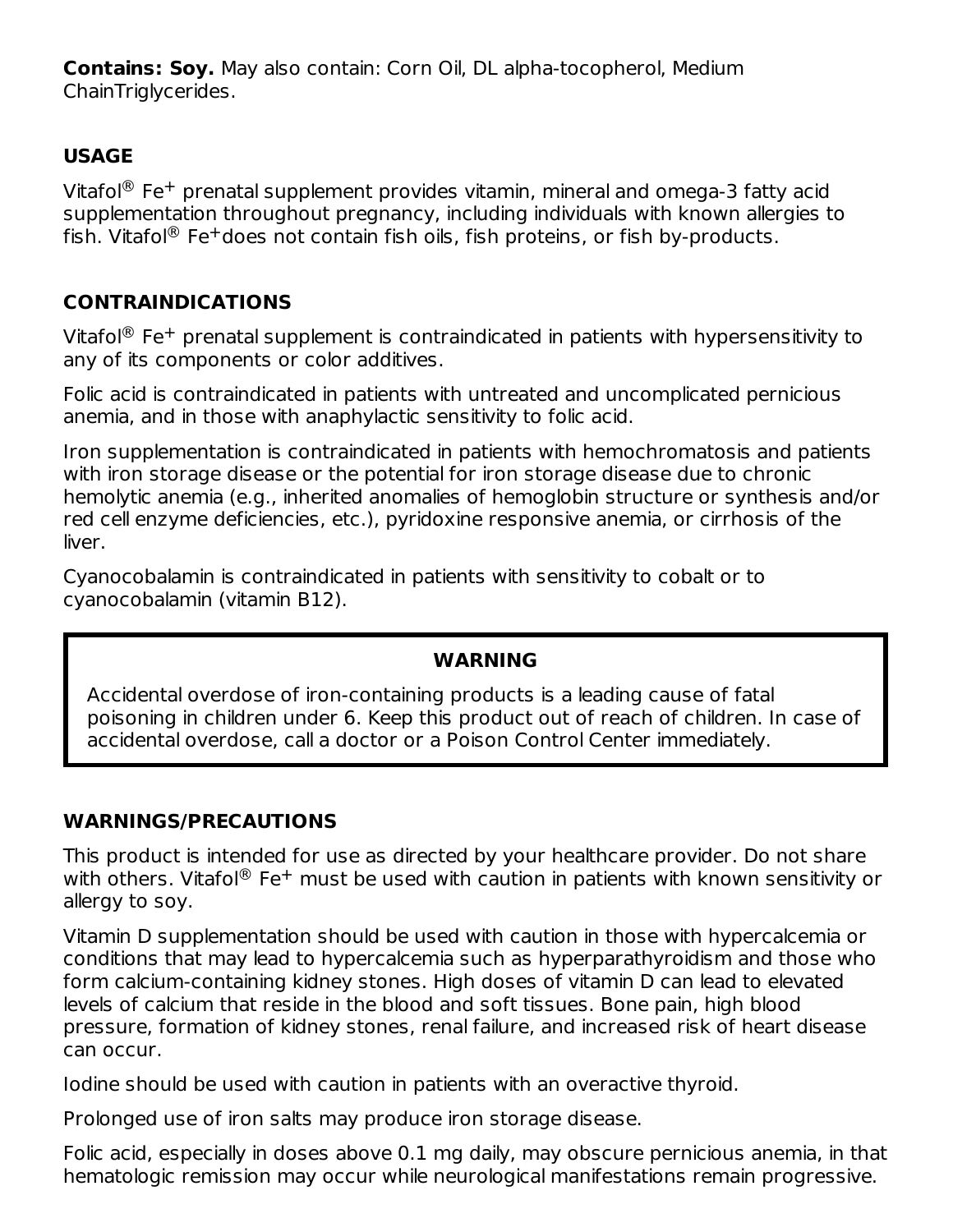**Contains: Soy.** May also contain: Corn Oil, DL alpha-tocopherol, Medium ChainTriglycerides.

## USAGE

Vitafol® $Fe^{+}$ prenatal supplement provides vitamin, mineral and omega-3 fatty acid supplementation throughout pregnancy, including individuals with known allergies to fish. Vitafol® $Fe^{+}$does not contain fish oils, fish proteins, or fish by-products.

## CONTRAINDICATIONS

Vitafol® $Fe^{+}$ prenatal supplement is contraindicated in patients with hypersensitivity to any of its components or color additives.

Folic acid is contraindicated in patients with untreated and uncomplicated pernicious anemia, and in those with anaphylactic sensitivity to folic acid.

Iron supplementation is contraindicated in patients with hemochromatosis and patients with iron storage disease or the potential for iron storage disease due to chronic hemolytic anemia (e.g., inherited anomalies of hemoglobin structure or synthesis and/or red cell enzyme deficiencies, etc.), pyridoxine responsive anemia, or cirrhosis of the liver.

Cyanocobalamin is contraindicated in patients with sensitivity to cobalt or to cyanocobalamin (vitamin B12).

> **WARNING**
>
> Accidental overdose of iron-containing products is a leading cause of fatal poisoning in children under 6. Keep this product out of reach of children. In case of accidental overdose, call a doctor or a Poison Control Center immediately.

## WARNINGS/PRECAUTIONS

This product is intended for use as directed by your healthcare provider. Do not share with others. Vitafol® $Fe^{+}$ must be used with caution in patients with known sensitivity or allergy to soy.

Vitamin D supplementation should be used with caution in those with hypercalcemia or conditions that may lead to hypercalcemia such as hyperparathyroidism and those who form calcium-containing kidney stones. High doses of vitamin D can lead to elevated levels of calcium that reside in the blood and soft tissues. Bone pain, high blood pressure, formation of kidney stones, renal failure, and increased risk of heart disease can occur.

Iodine should be used with caution in patients with an overactive thyroid.

Prolonged use of iron salts may produce iron storage disease.

Folic acid, especially in doses above 0.1 mg daily, may obscure pernicious anemia, in that hematologic remission may occur while neurological manifestations remain progressive.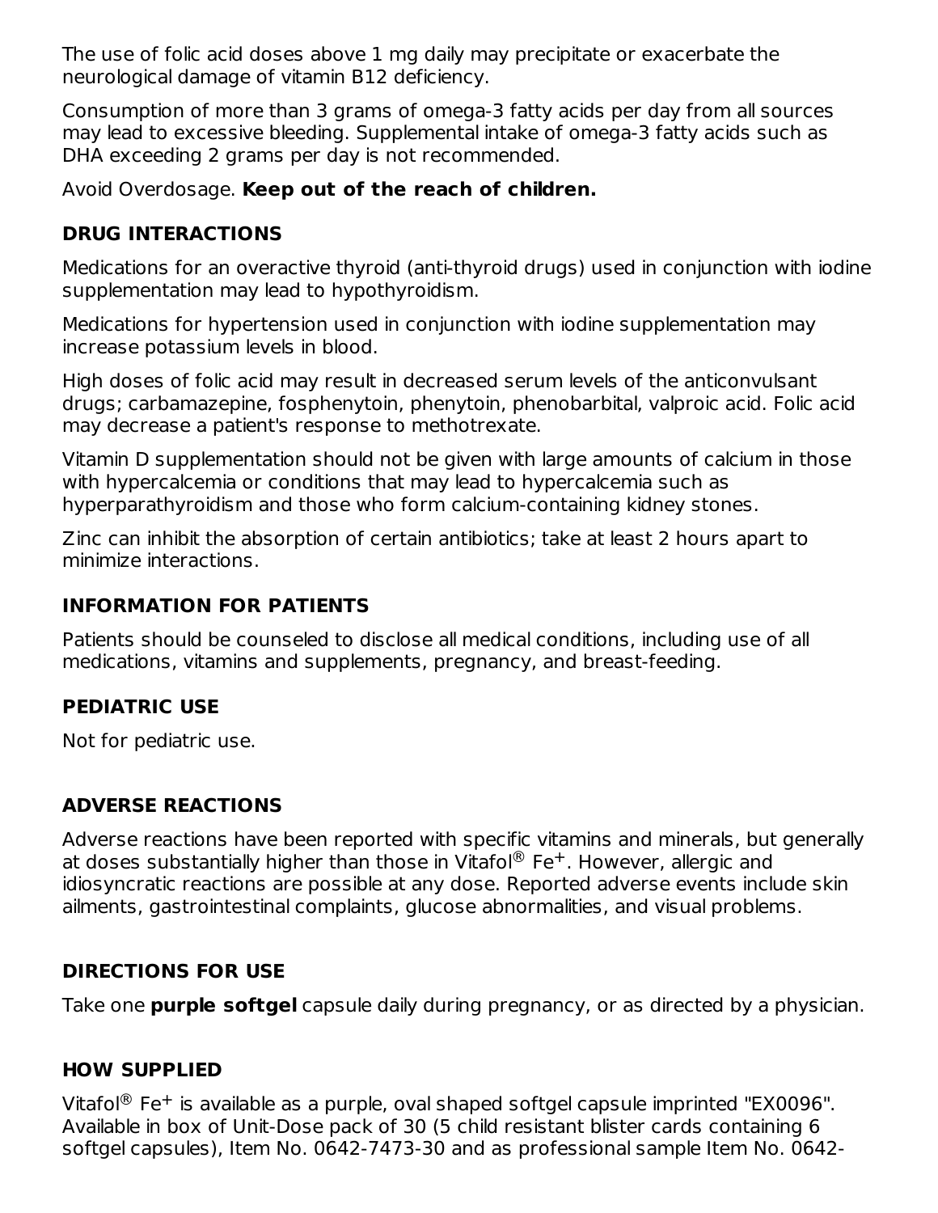The use of folic acid doses above 1 mg daily may precipitate or exacerbate the neurological damage of vitamin B12 deficiency.

Consumption of more than 3 grams of omega-3 fatty acids per day from all sources may lead to excessive bleeding. Supplemental intake of omega-3 fatty acids such as DHA exceeding 2 grams per day is not recommended.

Avoid Overdosage. **Keep out of the reach of children.**

## DRUG INTERACTIONS

Medications for an overactive thyroid (anti-thyroid drugs) used in conjunction with iodine supplementation may lead to hypothyroidism.

Medications for hypertension used in conjunction with iodine supplementation may increase potassium levels in blood.

High doses of folic acid may result in decreased serum levels of the anticonvulsant drugs; carbamazepine, fosphenytoin, phenytoin, phenobarbital, valproic acid. Folic acid may decrease a patient's response to methotrexate.

Vitamin D supplementation should not be given with large amounts of calcium in those with hypercalcemia or conditions that may lead to hypercalcemia such as hyperparathyroidism and those who form calcium-containing kidney stones.

Zinc can inhibit the absorption of certain antibiotics; take at least 2 hours apart to minimize interactions.

## INFORMATION FOR PATIENTS

Patients should be counseled to disclose all medical conditions, including use of all medications, vitamins and supplements, pregnancy, and breast-feeding.

## PEDIATRIC USE

Not for pediatric use.

## ADVERSE REACTIONS

Adverse reactions have been reported with specific vitamins and minerals, but generally at doses substantially higher than those in Vitafol® $Fe^{+}$. However, allergic and idiosyncratic reactions are possible at any dose. Reported adverse events include skin ailments, gastrointestinal complaints, glucose abnormalities, and visual problems.

## DIRECTIONS FOR USE

Take one **purple softgel** capsule daily during pregnancy, or as directed by a physician.

## HOW SUPPLIED

Vitafol® $Fe^{+}$ is available as a purple, oval shaped softgel capsule imprinted "EX0096". Available in box of Unit-Dose pack of 30 (5 child resistant blister cards containing 6 softgel capsules), Item No. 0642-7473-30 and as professional sample Item No. 0642-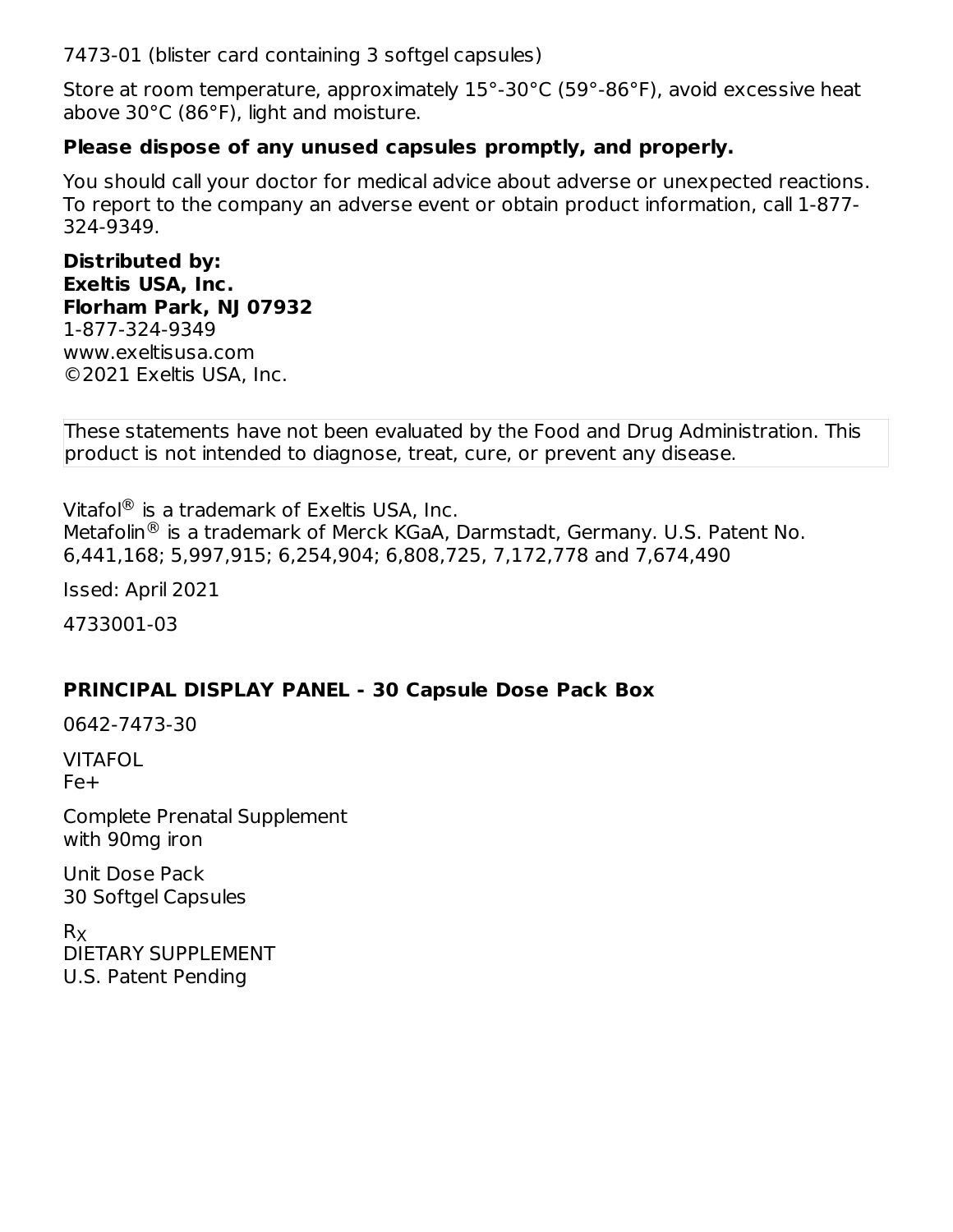7473-01 (blister card containing 3 softgel capsules)

Store at room temperature, approximately 15°-30°C (59°-86°F), avoid excessive heat above 30°C (86°F), light and moisture.

**Please dispose of any unused capsules promptly, and properly.**

You should call your doctor for medical advice about adverse or unexpected reactions. To report to the company an adverse event or obtain product information, call 1-877-324-9349.

**Distributed by:**
**Exeltis USA, Inc.**
**Florham Park, NJ 07932**
1-877-324-9349
www.exeltisusa.com
©2021 Exeltis USA, Inc.

These statements have not been evaluated by the Food and Drug Administration. This product is not intended to diagnose, treat, cure, or prevent any disease.

Vitafol® is a trademark of Exeltis USA, Inc.
Metafolin® is a trademark of Merck KGaA, Darmstadt, Germany. U.S. Patent No. 6,441,168; 5,997,915; 6,254,904; 6,808,725, 7,172,778 and 7,674,490

Issed: April 2021

4733001-03

## PRINCIPAL DISPLAY PANEL - 30 Capsule Dose Pack Box

0642-7473-30

VITAFOL
Fe+

Complete Prenatal Supplement
with 90mg iron

Unit Dose Pack
30 Softgel Capsules

$R_X$
DIETARY SUPPLEMENT
U.S. Patent Pending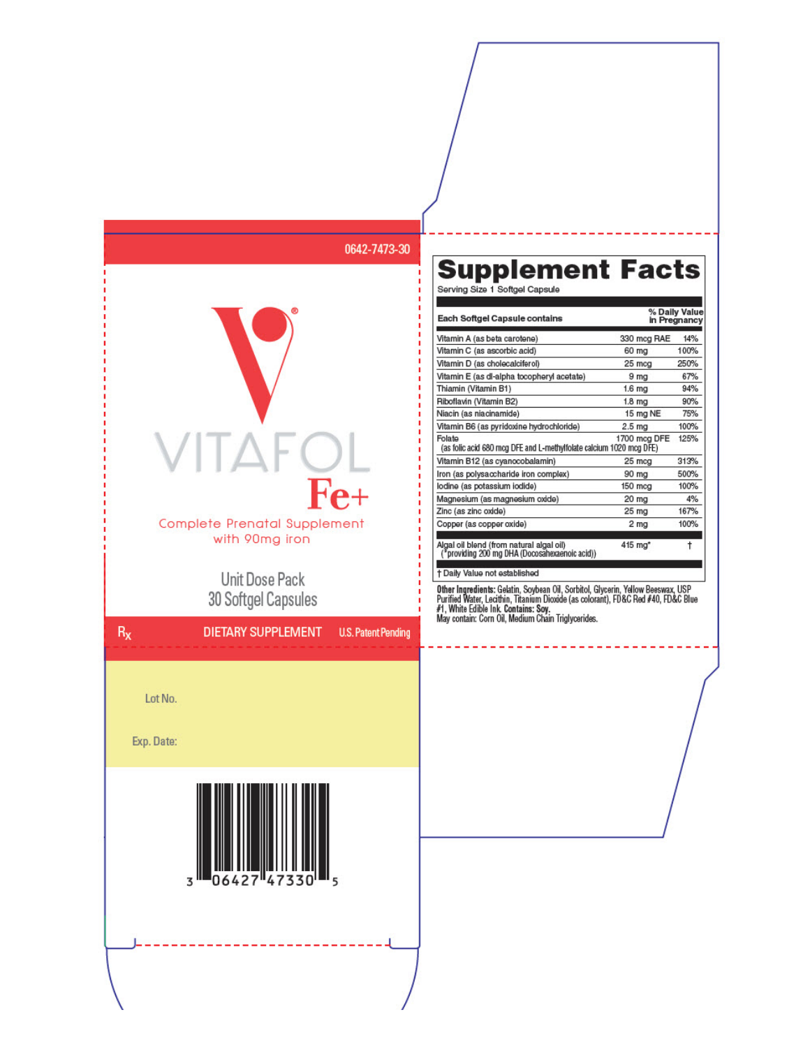0642-7473-30

VITAFOL® Fe+

Complete Prenatal Supplement
with 90mg iron

Unit Dose Pack
30 Softgel Capsules

Rx DIETARY SUPPLEMENT U.S. Patent Pending

Lot No.

Exp. Date:

3 06427 47330 5

# Supplement Facts

Serving Size 1 Softgel Capsule

| Each Softgel Capsule contains | | % Daily Value in Pregnancy |
|---|---|---|
| Vitamin A (as beta carotene) | 330 mcg RAE | 14% |
| Vitamin C (as ascorbic acid) | 60 mg | 100% |
| Vitamin D (as cholecalciferol) | 25 mcg | 250% |
| Vitamin E (as dl-alpha tocopheryl acetate) | 9 mg | 67% |
| Thiamin (Vitamin B1) | 1.6 mg | 94% |
| Riboflavin (Vitamin B2) | 1.8 mg | 90% |
| Niacin (as niacinamide) | 15 mg NE | 75% |
| Vitamin B6 (as pyridoxine hydrochloride) | 2.5 mg | 100% |
| Folate (as folic acid 680 mcg DFE and L-methylfolate calcium 1020 mcg DFE) | 1700 mcg DFE | 125% |
| Vitamin B12 (as cyanocobalamin) | 25 mcg | 313% |
| Iron (as polysaccharide iron complex) | 90 mg | 500% |
| Iodine (as potassium iodide) | 150 mcg | 100% |
| Magnesium (as magnesium oxide) | 20 mg | 4% |
| Zinc (as zinc oxide) | 25 mg | 167% |
| Copper (as copper oxide) | 2 mg | 100% |
| Algal oil blend (from natural algal oil) (*providing 200 mg DHA (Docosahexaenoic acid)) | 415 mg* | † |

† Daily Value not established

**Other Ingredients:** Gelatin, Soybean Oil, Sorbitol, Glycerin, Yellow Beeswax, USP Purified Water, Lecithin, Titanium Dioxide (as colorant), FD&C Red #40, FD&C Blue #1, White Edible Ink. **Contains: Soy.**
May contain: Corn Oil, Medium Chain Triglycerides.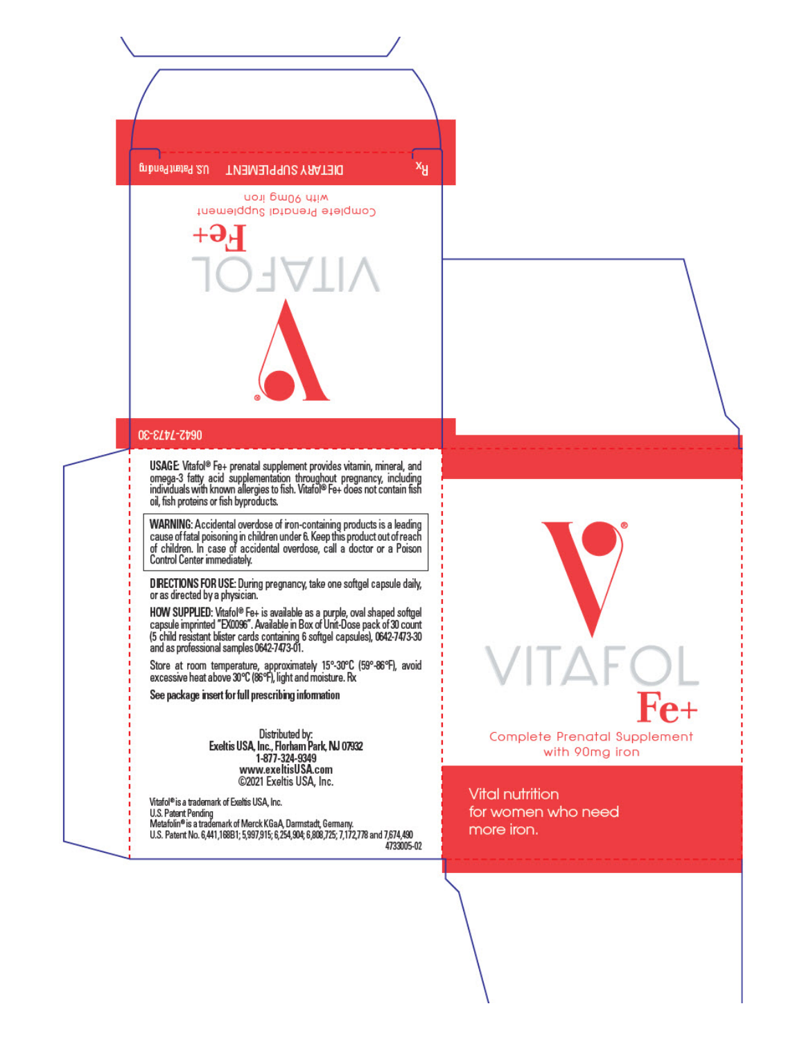Rx DIETARY SUPPLEMENT U.S. Patent Pending

# VITAFOL Fe+

Complete Prenatal Supplement
with 90mg iron

0642-7473-30

**USAGE:** Vitafol® Fe+ prenatal supplement provides vitamin, mineral, and omega-3 fatty acid supplementation throughout pregnancy, including individuals with known allergies to fish. Vitafol® Fe+ does not contain fish oil, fish proteins or fish byproducts.

**WARNING:** Accidental overdose of iron-containing products is a leading cause of fatal poisoning in children under 6. Keep this product out of reach of children. In case of accidental overdose, call a doctor or a Poison Control Center immediately.

**DIRECTIONS FOR USE:** During pregnancy, take one softgel capsule daily, or as directed by a physician.

**HOW SUPPLIED:** Vitafol® Fe+ is available as a purple, oval shaped softgel capsule imprinted "EX0096". Available in Box of Unit-Dose pack of 30 count (5 child resistant blister cards containing 6 softgel capsules), 0642-7473-30 and as professional samples 0642-7473-01.

Store at room temperature, approximately 15°-30°C (59°-86°F), avoid excessive heat above 30°C (86°F), light and moisture. Rx

**See package insert for full prescribing information**

Distributed by:
**Exeltis USA, Inc., Florham Park, NJ 07932**
**1-877-324-9349**
**www.exeltisUSA.com**
©2021 Exeltis USA, Inc.

Vitafol® is a trademark of Exeltis USA, Inc.
U.S. Patent Pending
Metafolin® is a trademark of Merck KGaA, Darmstadt, Germany.
U.S. Patent No. 6,441,168B1; 5,997,915; 6,254,904; 6,808,725; 7,172,778 and 7,674,490
4733005-02

# VITAFOL® Fe+

Complete Prenatal Supplement
with 90mg iron

Vital nutrition
for women who need
more iron.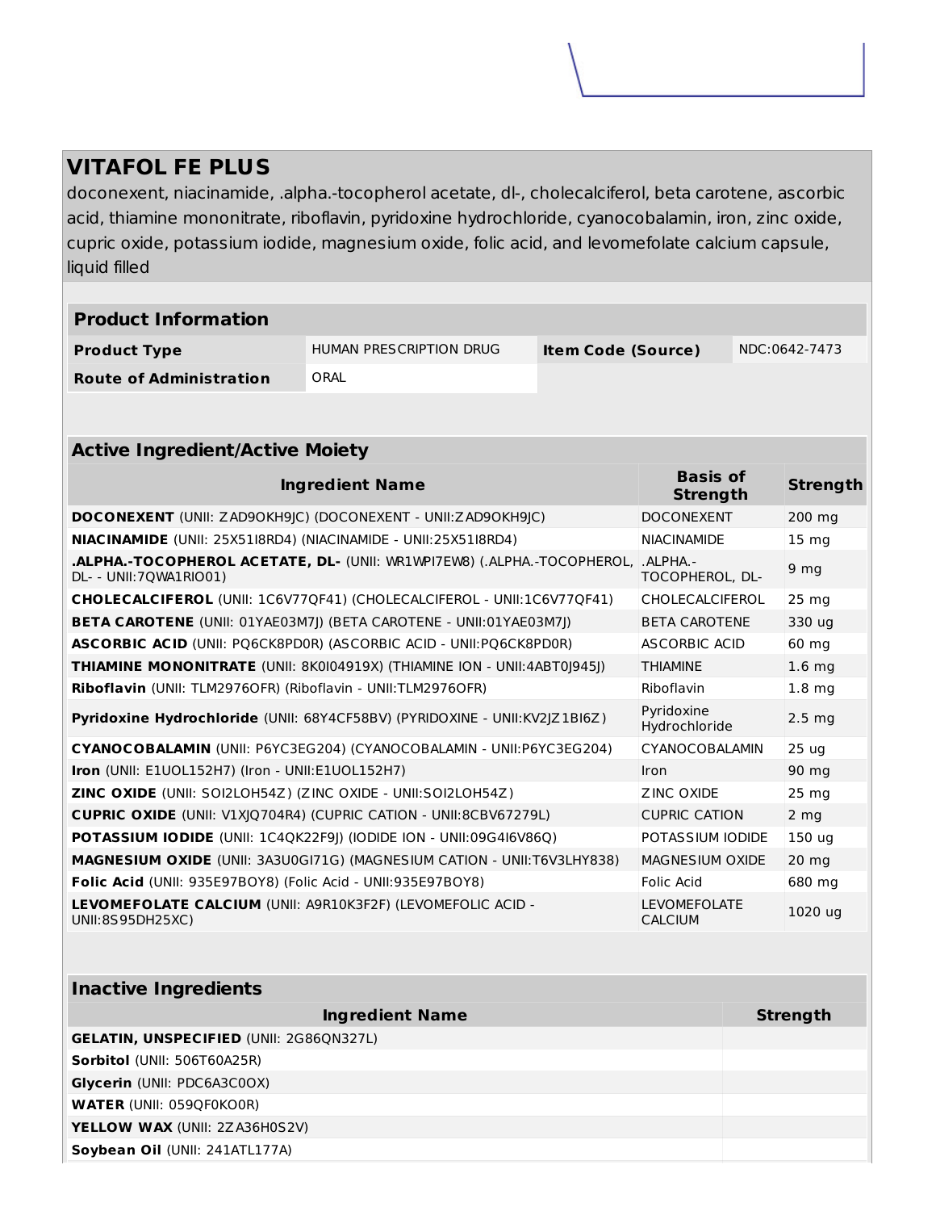# VITAFOL FE PLUS

doconexent, niacinamide, .alpha.-tocopherol acetate, dl-, cholecalciferol, beta carotene, ascorbic acid, thiamine mononitrate, riboflavin, pyridoxine hydrochloride, cyanocobalamin, iron, zinc oxide, cupric oxide, potassium iodide, magnesium oxide, folic acid, and levomefolate calcium capsule, liquid filled

| Product Information | | | |
|---|---|---|---|
| **Product Type** | HUMAN PRESCRIPTION DRUG | **Item Code (Source)** | NDC:0642-7473 |
| **Route of Administration** | ORAL | | |

| Active Ingredient/Active Moiety | | |
|---|---|---|
| **Ingredient Name** | **Basis of Strength** | **Strength** |
| **DOCONEXENT** (UNII: ZAD9OKH9JC) (DOCONEXENT - UNII:ZAD9OKH9JC) | DOCONEXENT | 200 mg |
| **NIACINAMIDE** (UNII: 25X51I8RD4) (NIACINAMIDE - UNII:25X51I8RD4) | NIACINAMIDE | 15 mg |
| **.ALPHA.-TOCOPHEROL ACETATE, DL-** (UNII: WR1WPI7EW8) (.ALPHA.-TOCOPHEROL, DL- - UNII:7QWA1RIO01) | .ALPHA.-TOCOPHEROL, DL- | 9 mg |
| **CHOLECALCIFEROL** (UNII: 1C6V77QF41) (CHOLECALCIFEROL - UNII:1C6V77QF41) | CHOLECALCIFEROL | 25 mg |
| **BETA CAROTENE** (UNII: 01YAE03M7J) (BETA CAROTENE - UNII:01YAE03M7J) | BETA CAROTENE | 330 ug |
| **ASCORBIC ACID** (UNII: PQ6CK8PD0R) (ASCORBIC ACID - UNII:PQ6CK8PD0R) | ASCORBIC ACID | 60 mg |
| **THIAMINE MONONITRATE** (UNII: 8K0I04919X) (THIAMINE ION - UNII:4ABT0J945J) | THIAMINE | 1.6 mg |
| **Riboflavin** (UNII: TLM2976OFR) (Riboflavin - UNII:TLM2976OFR) | Riboflavin | 1.8 mg |
| **Pyridoxine Hydrochloride** (UNII: 68Y4CF58BV) (PYRIDOXINE - UNII:KV2JZ1BI6Z) | Pyridoxine Hydrochloride | 2.5 mg |
| **CYANOCOBALAMIN** (UNII: P6YC3EG204) (CYANOCOBALAMIN - UNII:P6YC3EG204) | CYANOCOBALAMIN | 25 ug |
| **Iron** (UNII: E1UOL152H7) (Iron - UNII:E1UOL152H7) | Iron | 90 mg |
| **ZINC OXIDE** (UNII: SOI2LOH54Z) (ZINC OXIDE - UNII:SOI2LOH54Z) | ZINC OXIDE | 25 mg |
| **CUPRIC OXIDE** (UNII: V1XJQ704R4) (CUPRIC CATION - UNII:8CBV67279L) | CUPRIC CATION | 2 mg |
| **POTASSIUM IODIDE** (UNII: 1C4QK22F9J) (IODIDE ION - UNII:09G4I6V86Q) | POTASSIUM IODIDE | 150 ug |
| **MAGNESIUM OXIDE** (UNII: 3A3U0GI71G) (MAGNESIUM CATION - UNII:T6V3LHY838) | MAGNESIUM OXIDE | 20 mg |
| **Folic Acid** (UNII: 935E97BOY8) (Folic Acid - UNII:935E97BOY8) | Folic Acid | 680 mg |
| **LEVOMEFOLATE CALCIUM** (UNII: A9R10K3F2F) (LEVOMEFOLIC ACID - UNII:8S95DH25XC) | LEVOMEFOLATE CALCIUM | 1020 ug |

| Inactive Ingredients | |
|---|---|
| **Ingredient Name** | **Strength** |
| **GELATIN, UNSPECIFIED** (UNII: 2G86QN327L) | |
| **Sorbitol** (UNII: 506T60A25R) | |
| **Glycerin** (UNII: PDC6A3C0OX) | |
| **WATER** (UNII: 059QF0KO0R) | |
| **YELLOW WAX** (UNII: 2ZA36H0S2V) | |
| **Soybean Oil** (UNII: 241ATL177A) | |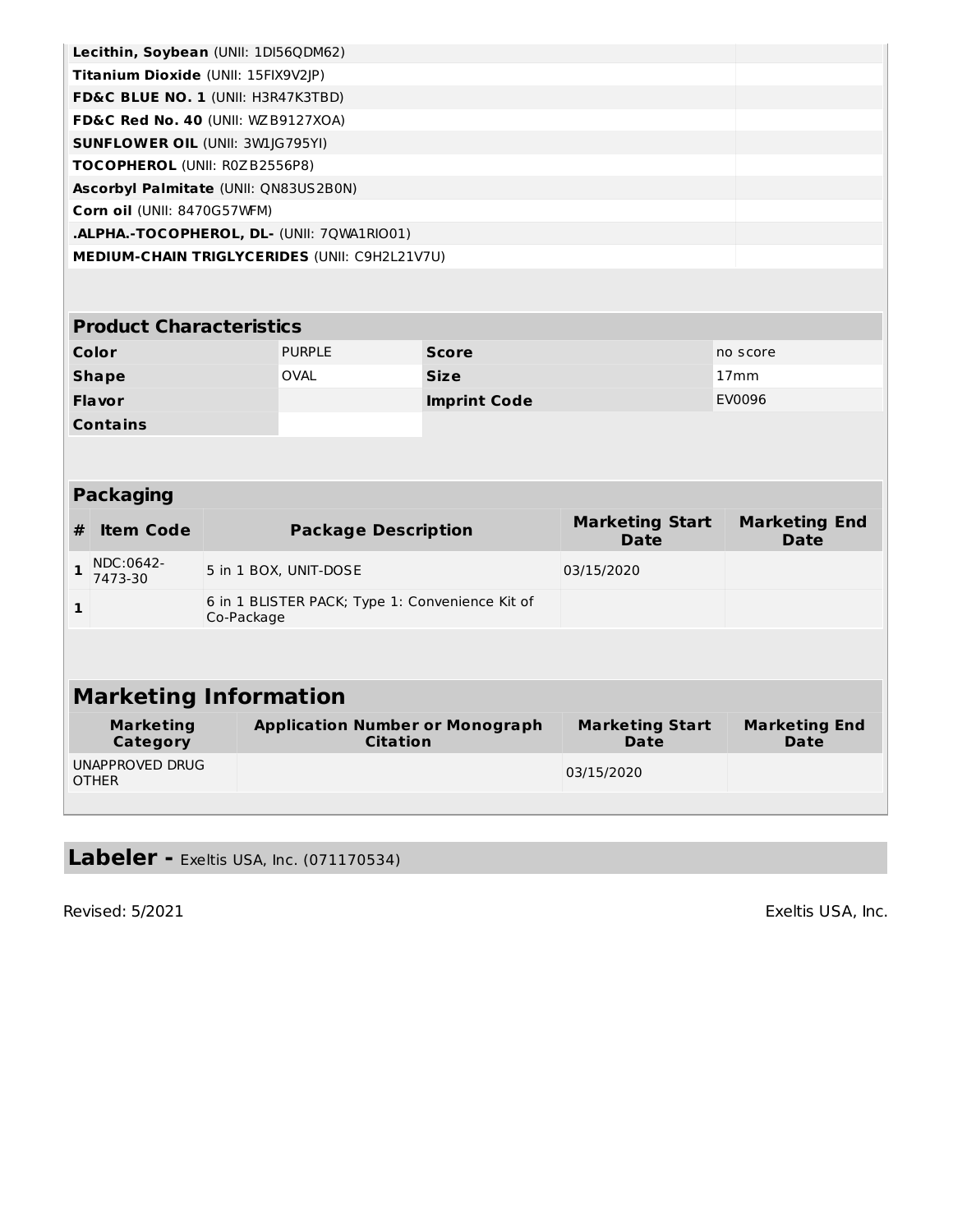| | |
|---|---|
| **Lecithin, Soybean** (UNII: 1DI56QDM62) | |
| **Titanium Dioxide** (UNII: 15FIX9V2JP) | |
| **FD&C BLUE NO. 1** (UNII: H3R47K3TBD) | |
| **FD&C Red No. 40** (UNII: WZB9127XOA) | |
| **SUNFLOWER OIL** (UNII: 3W1JG795YI) | |
| **TOCOPHEROL** (UNII: R0ZB2556P8) | |
| **Ascorbyl Palmitate** (UNII: QN83US2B0N) | |
| **Corn oil** (UNII: 8470G57WFM) | |
| **.ALPHA.-TOCOPHEROL, DL-** (UNII: 7QWA1RIO01) | |
| **MEDIUM-CHAIN TRIGLYCERIDES** (UNII: C9H2L21V7U) | |

| Product Characteristics | | | |
|---|---|---|---|
| **Color** | PURPLE | **Score** | no score |
| **Shape** | OVAL | **Size** | 17mm |
| **Flavor** | | **Imprint Code** | EV0096 |
| **Contains** | | | |

**Packaging**

| # | Item Code | Package Description | Marketing Start Date | Marketing End Date |
|---|---|---|---|---|
| 1 | NDC:0642-7473-30 | 5 in 1 BOX, UNIT-DOSE | 03/15/2020 | |
| 1 | | 6 in 1 BLISTER PACK; Type 1: Convenience Kit of Co-Package | | |

## Marketing Information

| Marketing Category | Application Number or Monograph Citation | Marketing Start Date | Marketing End Date |
|---|---|---|---|
| UNAPPROVED DRUG OTHER | | 03/15/2020 | |

## Labeler - Exeltis USA, Inc. (071170534)

Revised: 5/2021

Exeltis USA, Inc.